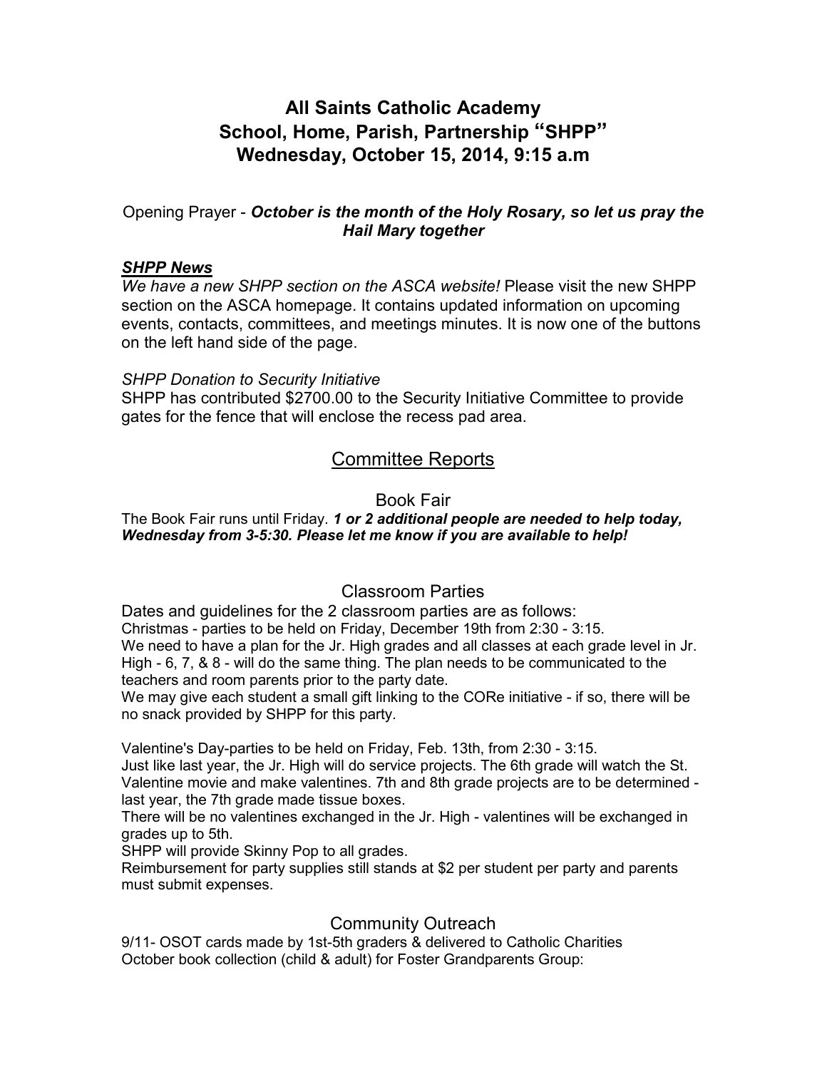# All Saints Catholic Academy
# School, Home, Parish, Partnership "SHPP"
# Wednesday, October 15, 2014, 9:15 a.m

Opening Prayer - ***October is the month of the Holy Rosary, so let us pray the Hail Mary together***

***SHPP News***

*We have a new SHPP section on the ASCA website!* Please visit the new SHPP section on the ASCA homepage. It contains updated information on upcoming events, contacts, committees, and meetings minutes. It is now one of the buttons on the left hand side of the page.

*SHPP Donation to Security Initiative*

SHPP has contributed $2700.00 to the Security Initiative Committee to provide gates for the fence that will enclose the recess pad area.

## Committee Reports

### Book Fair

The Book Fair runs until Friday. ***1 or 2 additional people are needed to help today, Wednesday from 3-5:30. Please let me know if you are available to help!***

### Classroom Parties

Dates and guidelines for the 2 classroom parties are as follows:

Christmas - parties to be held on Friday, December 19th from 2:30 - 3:15.

We need to have a plan for the Jr. High grades and all classes at each grade level in Jr. High - 6, 7, & 8 - will do the same thing. The plan needs to be communicated to the teachers and room parents prior to the party date.

We may give each student a small gift linking to the CORe initiative - if so, there will be no snack provided by SHPP for this party.

Valentine's Day-parties to be held on Friday, Feb. 13th, from 2:30 - 3:15.

Just like last year, the Jr. High will do service projects. The 6th grade will watch the St. Valentine movie and make valentines. 7th and 8th grade projects are to be determined - last year, the 7th grade made tissue boxes.

There will be no valentines exchanged in the Jr. High - valentines will be exchanged in grades up to 5th.

SHPP will provide Skinny Pop to all grades.

Reimbursement for party supplies still stands at $2 per student per party and parents must submit expenses.

### Community Outreach

9/11- OSOT cards made by 1st-5th graders & delivered to Catholic Charities

October book collection (child & adult) for Foster Grandparents Group: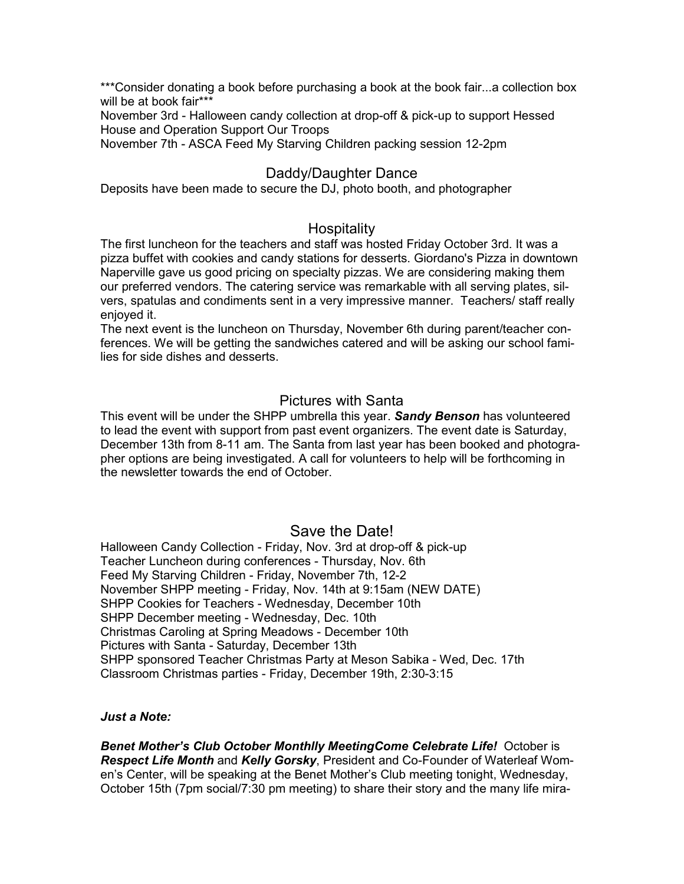***Consider donating a book before purchasing a book at the book fair...a collection box will be at book fair***

November 3rd - Halloween candy collection at drop-off & pick-up to support Hessed House and Operation Support Our Troops

November 7th - ASCA Feed My Starving Children packing session 12-2pm

## Daddy/Daughter Dance

Deposits have been made to secure the DJ, photo booth, and photographer

## Hospitality

The first luncheon for the teachers and staff was hosted Friday October 3rd. It was a pizza buffet with cookies and candy stations for desserts. Giordano's Pizza in downtown Naperville gave us good pricing on specialty pizzas. We are considering making them our preferred vendors. The catering service was remarkable with all serving plates, silvers, spatulas and condiments sent in a very impressive manner. Teachers/ staff really enjoyed it.

The next event is the luncheon on Thursday, November 6th during parent/teacher conferences. We will be getting the sandwiches catered and will be asking our school families for side dishes and desserts.

## Pictures with Santa

This event will be under the SHPP umbrella this year. ***Sandy Benson*** has volunteered to lead the event with support from past event organizers. The event date is Saturday, December 13th from 8-11 am. The Santa from last year has been booked and photographer options are being investigated. A call for volunteers to help will be forthcoming in the newsletter towards the end of October.

## Save the Date!

Halloween Candy Collection - Friday, Nov. 3rd at drop-off & pick-up
Teacher Luncheon during conferences - Thursday, Nov. 6th
Feed My Starving Children - Friday, November 7th, 12-2
November SHPP meeting - Friday, Nov. 14th at 9:15am (NEW DATE)
SHPP Cookies for Teachers - Wednesday, December 10th
SHPP December meeting - Wednesday, Dec. 10th
Christmas Caroling at Spring Meadows - December 10th
Pictures with Santa - Saturday, December 13th
SHPP sponsored Teacher Christmas Party at Meson Sabika - Wed, Dec. 17th
Classroom Christmas parties - Friday, December 19th, 2:30-3:15

***Just a Note:***

***Benet Mother's Club October Monthlly MeetingCome Celebrate Life!*** October is ***Respect Life Month*** and ***Kelly Gorsky***, President and Co-Founder of Waterleaf Women's Center, will be speaking at the Benet Mother's Club meeting tonight, Wednesday, October 15th (7pm social/7:30 pm meeting) to share their story and the many life mira-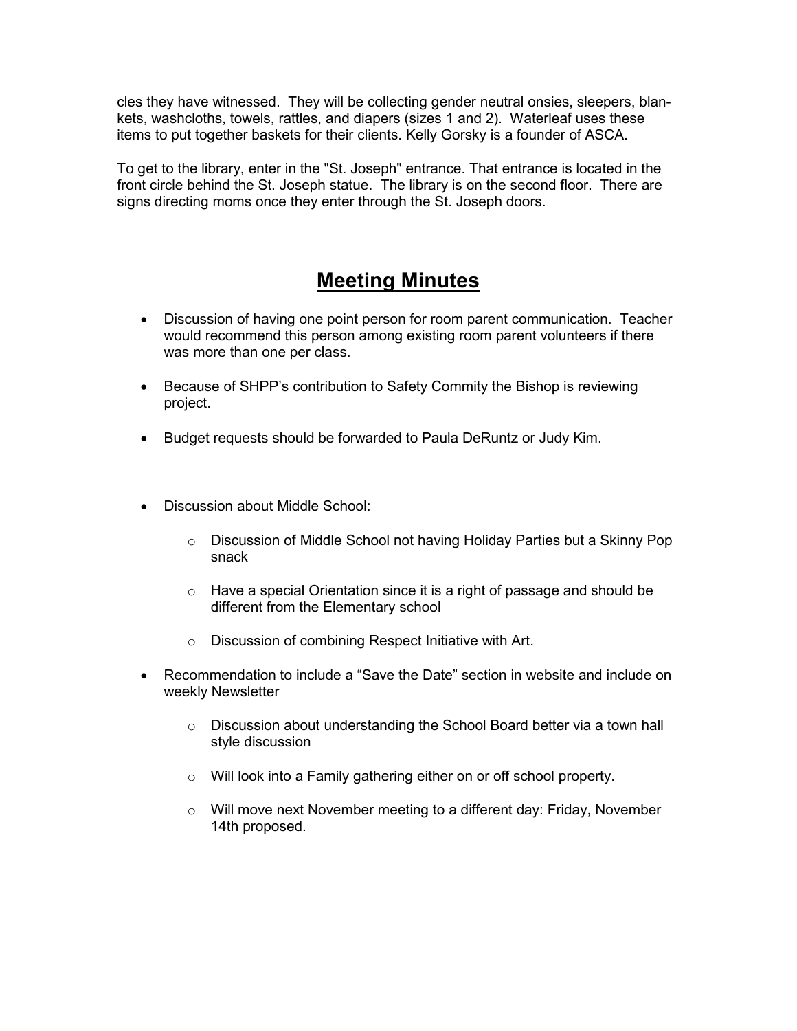cles they have witnessed. They will be collecting gender neutral onsies, sleepers, blankets, washcloths, towels, rattles, and diapers (sizes 1 and 2). Waterleaf uses these items to put together baskets for their clients. Kelly Gorsky is a founder of ASCA.

To get to the library, enter in the "St. Joseph" entrance. That entrance is located in the front circle behind the St. Joseph statue. The library is on the second floor. There are signs directing moms once they enter through the St. Joseph doors.

# Meeting Minutes

- Discussion of having one point person for room parent communication. Teacher would recommend this person among existing room parent volunteers if there was more than one per class.

- Because of SHPP's contribution to Safety Commity the Bishop is reviewing project.

- Budget requests should be forwarded to Paula DeRuntz or Judy Kim.

- Discussion about Middle School:
  - Discussion of Middle School not having Holiday Parties but a Skinny Pop snack
  - Have a special Orientation since it is a right of passage and should be different from the Elementary school
  - Discussion of combining Respect Initiative with Art.

- Recommendation to include a "Save the Date" section in website and include on weekly Newsletter
  - Discussion about understanding the School Board better via a town hall style discussion
  - Will look into a Family gathering either on or off school property.
  - Will move next November meeting to a different day: Friday, November 14th proposed.